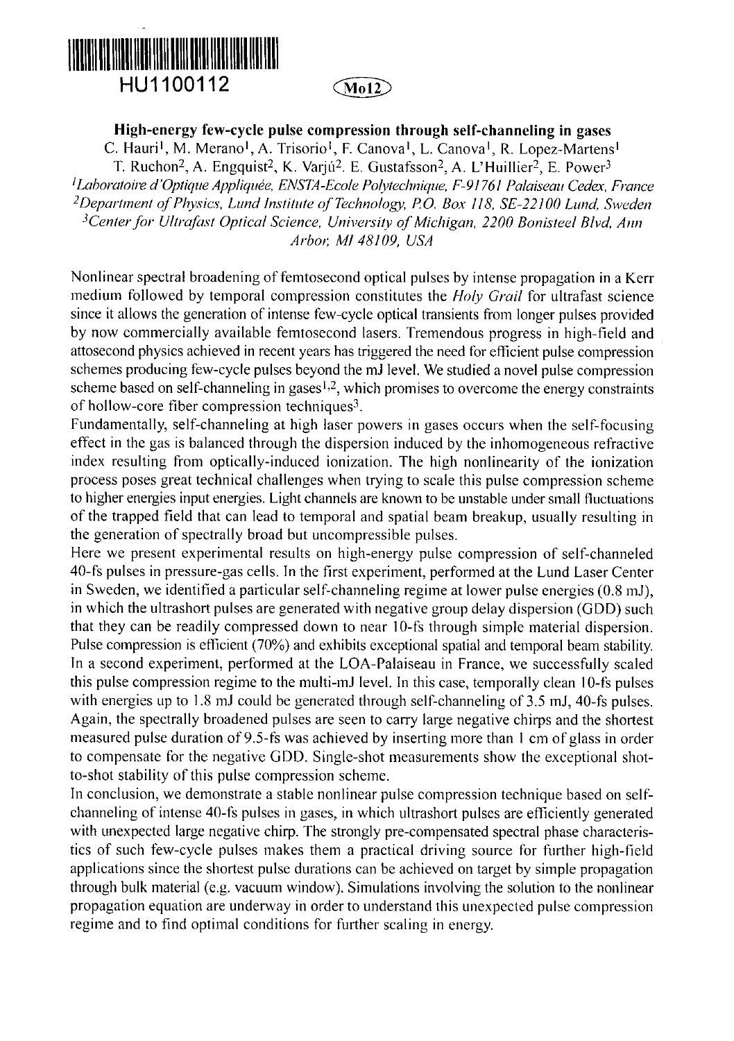HU1100112

Mo12

# High-energy few-cycle pulse compression through self-channeling in gases

C. Hauri[1], M. Merano[1], A. Trisorio[1], F. Canova[1], L. Canova[1], R. Lopez-Martens[1]
T. Ruchon[2], A. Engquist[2], K. Varjú[2], E. Gustafsson[2], A. L'Huillier[2], E. Power[3]

[1] *Laboratoire d'Optique Appliquée, ENSTA-Ecole Polytechnique, F-91761 Palaiseau Cedex, France*
[2] *Department of Physics, Lund Institute of Technology, P.O. Box 118, SE-22100 Lund, Sweden*
[3] *Center for Ultrafast Optical Science, University of Michigan, 2200 Bonisteel Blvd, Ann Arbor, MI 48109, USA*

Nonlinear spectral broadening of femtosecond optical pulses by intense propagation in a Kerr medium followed by temporal compression constitutes the *Holy Grail* for ultrafast science since it allows the generation of intense few-cycle optical transients from longer pulses provided by now commercially available femtosecond lasers. Tremendous progress in high-field and attosecond physics achieved in recent years has triggered the need for efficient pulse compression schemes producing few-cycle pulses beyond the mJ level. We studied a novel pulse compression scheme based on self-channeling in gases[1,2], which promises to overcome the energy constraints of hollow-core fiber compression techniques[3].

Fundamentally, self-channeling at high laser powers in gases occurs when the self-focusing effect in the gas is balanced through the dispersion induced by the inhomogeneous refractive index resulting from optically-induced ionization. The high nonlinearity of the ionization process poses great technical challenges when trying to scale this pulse compression scheme to higher energies input energies. Light channels are known to be unstable under small fluctuations of the trapped field that can lead to temporal and spatial beam breakup, usually resulting in the generation of spectrally broad but uncompressible pulses.

Here we present experimental results on high-energy pulse compression of self-channeled 40-fs pulses in pressure-gas cells. In the first experiment, performed at the Lund Laser Center in Sweden, we identified a particular self-channeling regime at lower pulse energies (0.8 mJ), in which the ultrashort pulses are generated with negative group delay dispersion (GDD) such that they can be readily compressed down to near 10-fs through simple material dispersion. Pulse compression is efficient (70%) and exhibits exceptional spatial and temporal beam stability. In a second experiment, performed at the LOA-Palaiseau in France, we successfully scaled this pulse compression regime to the multi-mJ level. In this case, temporally clean 10-fs pulses with energies up to 1.8 mJ could be generated through self-channeling of 3.5 mJ, 40-fs pulses. Again, the spectrally broadened pulses are seen to carry large negative chirps and the shortest measured pulse duration of 9.5-fs was achieved by inserting more than 1 cm of glass in order to compensate for the negative GDD. Single-shot measurements show the exceptional shot-to-shot stability of this pulse compression scheme.

In conclusion, we demonstrate a stable nonlinear pulse compression technique based on self-channeling of intense 40-fs pulses in gases, in which ultrashort pulses are efficiently generated with unexpected large negative chirp. The strongly pre-compensated spectral phase characteristics of such few-cycle pulses makes them a practical driving source for further high-field applications since the shortest pulse durations can be achieved on target by simple propagation through bulk material (e.g. vacuum window). Simulations involving the solution to the nonlinear propagation equation are underway in order to understand this unexpected pulse compression regime and to find optimal conditions for further scaling in energy.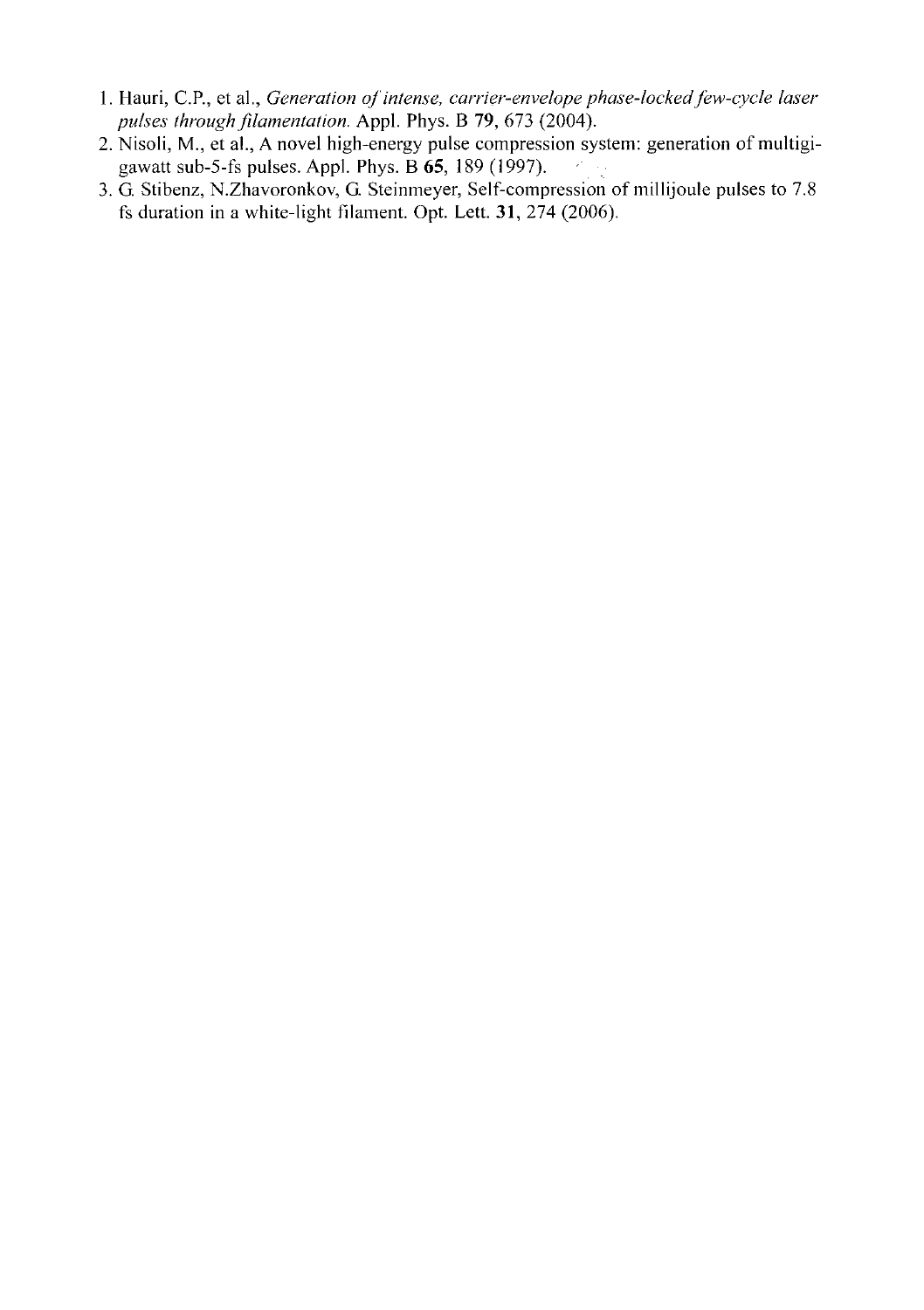1. Hauri, C.P., et al., *Generation of intense, carrier-envelope phase-locked few-cycle laser pulses through filamentation.* Appl. Phys. B **79**, 673 (2004).
2. Nisoli, M., et al., A novel high-energy pulse compression system: generation of multigigawatt sub-5-fs pulses. Appl. Phys. B **65**, 189 (1997).
3. G. Stibenz, N.Zhavoronkov, G. Steinmeyer, Self-compression of millijoule pulses to 7.8 fs duration in a white-light filament. Opt. Lett. **31**, 274 (2006).